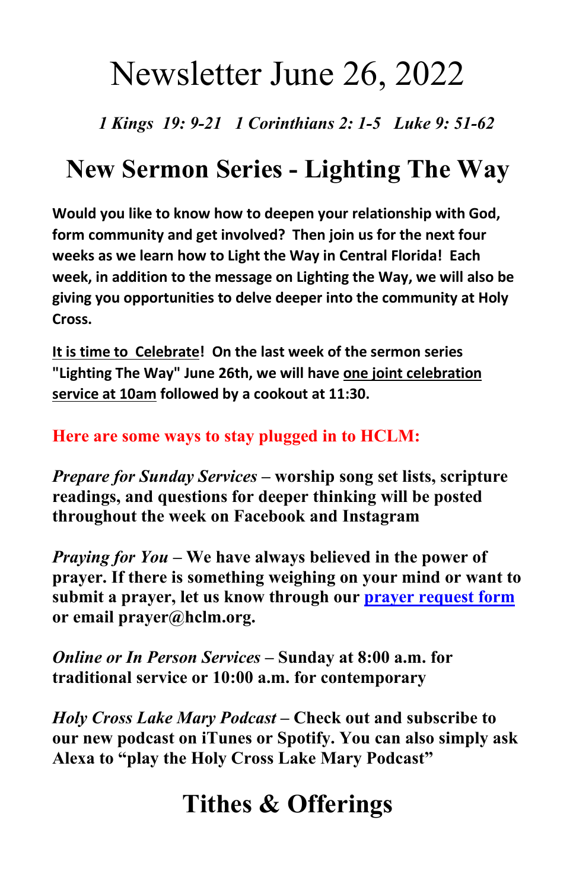# Newsletter June 26, 2022

*1 Kings 19: 9-21   1 Corinthians 2: 1-5   Luke 9: 51-62*

## New Sermon Series - Lighting The Way

**Would you like to know how to deepen your relationship with God, form community and get involved? Then join us for the next four weeks as we learn how to Light the Way in Central Florida! Each week, in addition to the message on Lighting the Way, we will also be giving you opportunities to delve deeper into the community at Holy Cross.**

**It is time to Celebrate! On the last week of the sermon series "Lighting The Way" June 26th, we will have one joint celebration service at 10am followed by a cookout at 11:30.**

**Here are some ways to stay plugged in to HCLM:**

***Prepare for Sunday Services*** **– worship song set lists, scripture readings, and questions for deeper thinking will be posted throughout the week on Facebook and Instagram**

***Praying for You*** **– We have always believed in the power of prayer. If there is something weighing on your mind or want to submit a prayer, let us know through our prayer request form or email prayer@hclm.org.**

***Online or In Person Services*** **– Sunday at 8:00 a.m. for traditional service or 10:00 a.m. for contemporary**

***Holy Cross Lake Mary Podcast*** **– Check out and subscribe to our new podcast on iTunes or Spotify. You can also simply ask Alexa to "play the Holy Cross Lake Mary Podcast"**

## Tithes & Offerings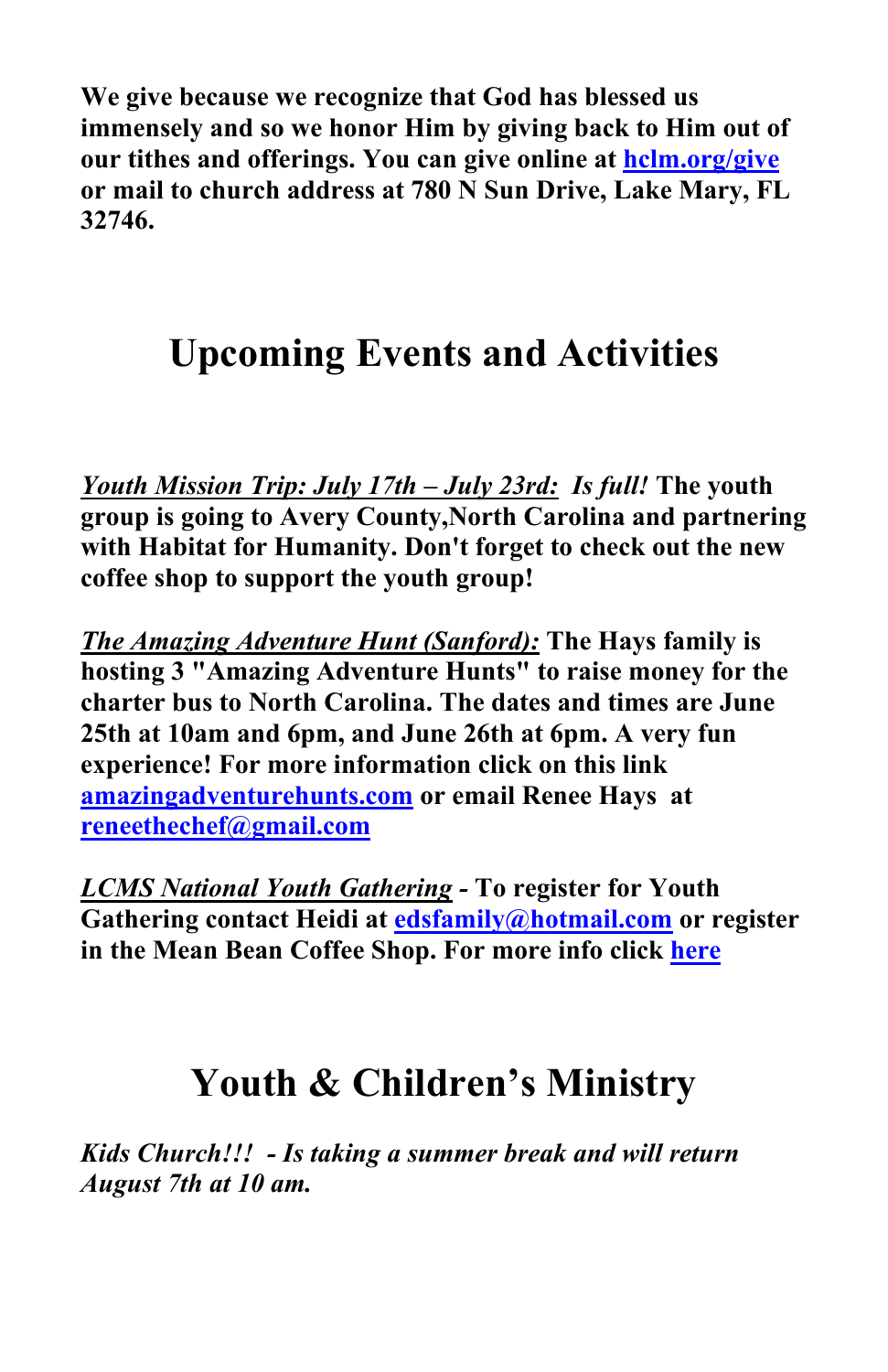**We give because we recognize that God has blessed us immensely and so we honor Him by giving back to Him out of our tithes and offerings. You can give online at [hclm.org/give](hclm.org/give) or mail to church address at 780 N Sun Drive, Lake Mary, FL 32746.**

# Upcoming Events and Activities

***Youth Mission Trip: July 17th – July 23rd:*** ***Is full!*** **The youth group is going to Avery County,North Carolina and partnering with Habitat for Humanity. Don't forget to check out the new coffee shop to support the youth group!**

***The Amazing Adventure Hunt (Sanford):*** **The Hays family is hosting 3 "Amazing Adventure Hunts" to raise money for the charter bus to North Carolina. The dates and times are June 25th at 10am and 6pm, and June 26th at 6pm. A very fun experience! For more information click on this link [amazingadventurehunts.com](amazingadventurehunts.com) or email Renee Hays at [reneethechef@gmail.com](mailto:reneethechef@gmail.com)**

***LCMS National Youth Gathering*** **- To register for Youth Gathering contact Heidi at [edsfamily@hotmail.com](mailto:edsfamily@hotmail.com) or register in the Mean Bean Coffee Shop. For more info click here**

# Youth & Children's Ministry

***Kids Church!!! - Is taking a summer break and will return August 7th at 10 am.***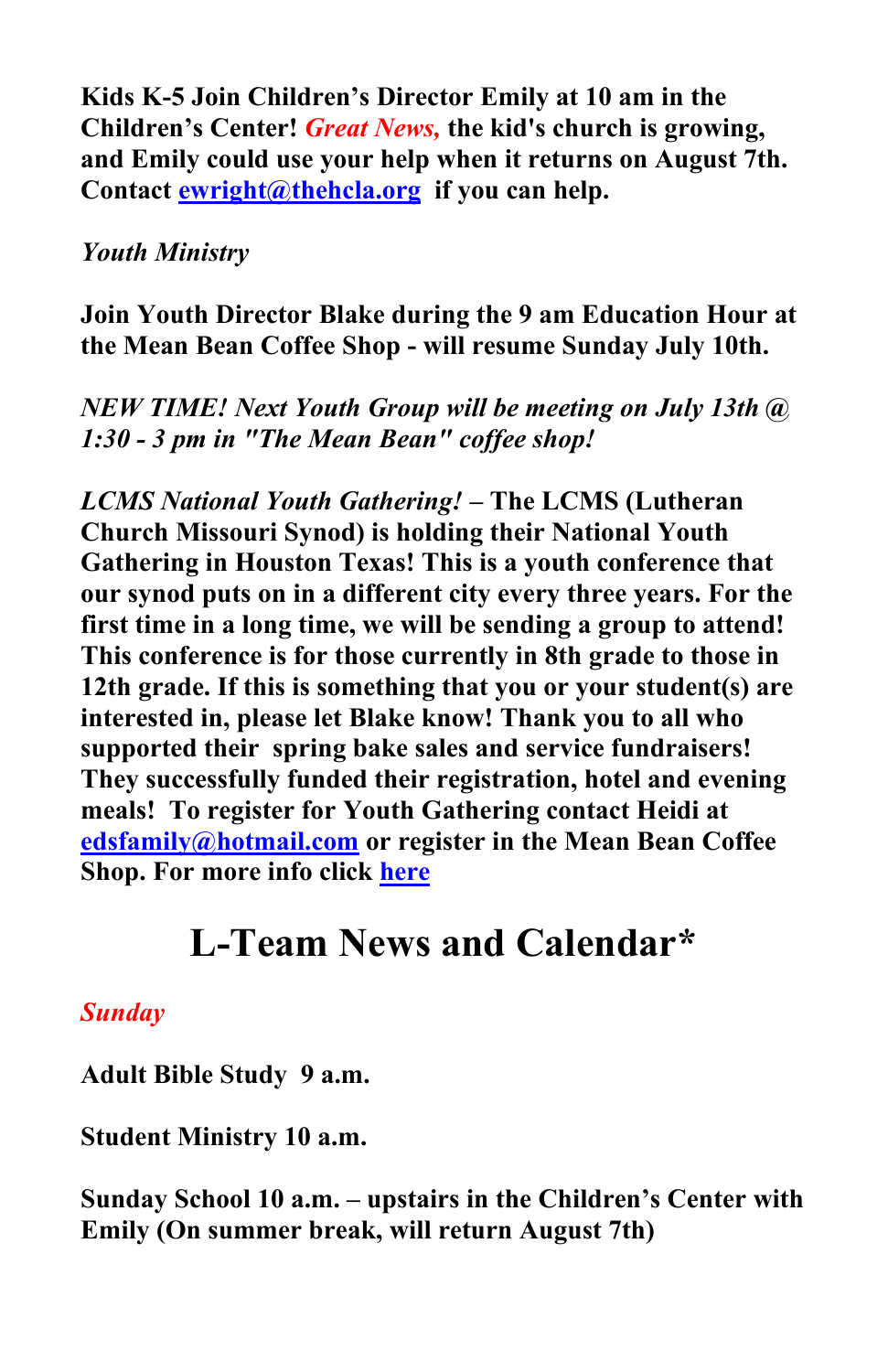**Kids K-5 Join Children's Director Emily at 10 am in the Children's Center!** ***Great News,*** **the kid's church is growing, and Emily could use your help when it returns on August 7th. Contact [ewright@thehcla.org](mailto:ewright@thehcla.org) if you can help.**

*Youth Ministry*

**Join Youth Director Blake during the 9 am Education Hour at the Mean Bean Coffee Shop - will resume Sunday July 10th.**

***NEW TIME! Next Youth Group will be meeting on July 13th @ 1:30 - 3 pm in "The Mean Bean" coffee shop!***

***LCMS National Youth Gathering!*** **– The LCMS (Lutheran Church Missouri Synod) is holding their National Youth Gathering in Houston Texas! This is a youth conference that our synod puts on in a different city every three years. For the first time in a long time, we will be sending a group to attend! This conference is for those currently in 8th grade to those in 12th grade. If this is something that you or your student(s) are interested in, please let Blake know! Thank you to all who supported their spring bake sales and service fundraisers! They successfully funded their registration, hotel and evening meals! To register for Youth Gathering contact Heidi at [edsfamily@hotmail.com](mailto:edsfamily@hotmail.com) or register in the Mean Bean Coffee Shop. For more info click here**

# L-Team News and Calendar*

*Sunday*

**Adult Bible Study 9 a.m.**

**Student Ministry 10 a.m.**

**Sunday School 10 a.m. – upstairs in the Children's Center with Emily (On summer break, will return August 7th)**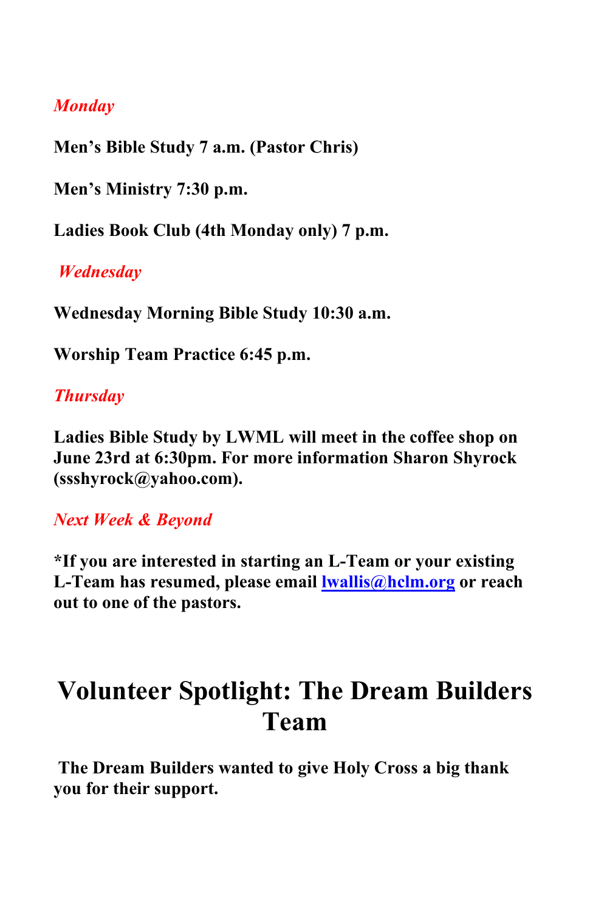***Monday***

**Men's Bible Study 7 a.m. (Pastor Chris)**

**Men's Ministry 7:30 p.m.**

**Ladies Book Club (4th Monday only) 7 p.m.**

***Wednesday***

**Wednesday Morning Bible Study 10:30 a.m.**

**Worship Team Practice 6:45 p.m.**

***Thursday***

**Ladies Bible Study by LWML will meet in the coffee shop on June 23rd at 6:30pm. For more information Sharon Shyrock (ssshyrock@yahoo.com).**

***Next Week & Beyond***

**\*If you are interested in starting an L-Team or your existing L-Team has resumed, please email lwallis@hclm.org or reach out to one of the pastors.**

# Volunteer Spotlight: The Dream Builders Team

**The Dream Builders wanted to give Holy Cross a big thank you for their support.**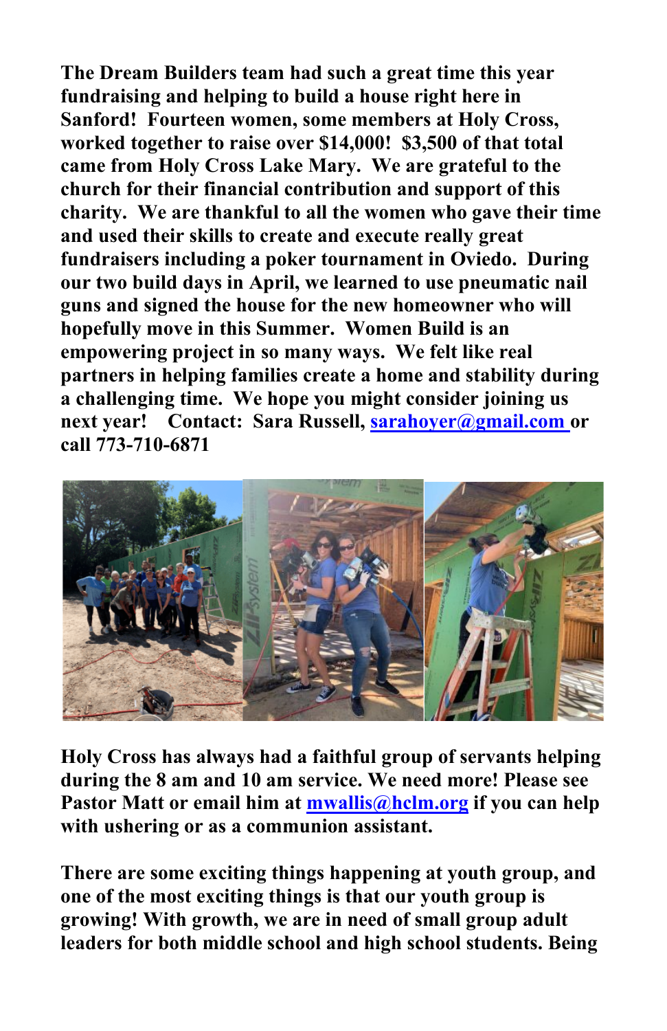**The Dream Builders team had such a great time this year fundraising and helping to build a house right here in Sanford! Fourteen women, some members at Holy Cross, worked together to raise over $14,000! $3,500 of that total came from Holy Cross Lake Mary. We are grateful to the church for their financial contribution and support of this charity. We are thankful to all the women who gave their time and used their skills to create and execute really great fundraisers including a poker tournament in Oviedo. During our two build days in April, we learned to use pneumatic nail guns and signed the house for the new homeowner who will hopefully move in this Summer. Women Build is an empowering project in so many ways. We felt like real partners in helping families create a home and stability during a challenging time. We hope you might consider joining us next year! Contact: Sara Russell, [sarahoyer@gmail.com](mailto:sarahoyer@gmail.com) or call 773-710-6871**

**Holy Cross has always had a faithful group of servants helping during the 8 am and 10 am service. We need more! Please see Pastor Matt or email him at [mwallis@hclm.org](mailto:mwallis@hclm.org) if you can help with ushering or as a communion assistant.**

**There are some exciting things happening at youth group, and one of the most exciting things is that our youth group is growing! With growth, we are in need of small group adult leaders for both middle school and high school students. Being**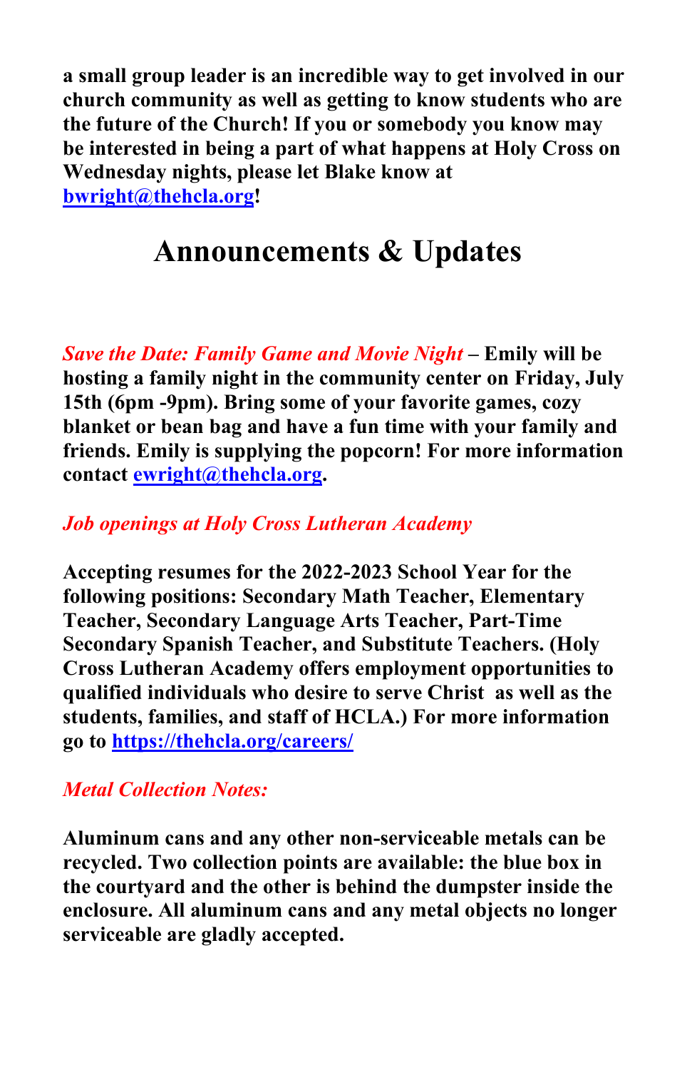**a small group leader is an incredible way to get involved in our church community as well as getting to know students who are the future of the Church! If you or somebody you know may be interested in being a part of what happens at Holy Cross on Wednesday nights, please let Blake know at [bwright@thehcla.org](mailto:bwright@thehcla.org)!**

# Announcements & Updates

***Save the Date: Family Game and Movie Night*** **– Emily will be hosting a family night in the community center on Friday, July 15th (6pm -9pm). Bring some of your favorite games, cozy blanket or bean bag and have a fun time with your family and friends. Emily is supplying the popcorn! For more information contact [ewright@thehcla.org](mailto:ewright@thehcla.org).**

***Job openings at Holy Cross Lutheran Academy***

**Accepting resumes for the 2022-2023 School Year for the following positions: Secondary Math Teacher, Elementary Teacher, Secondary Language Arts Teacher, Part-Time Secondary Spanish Teacher, and Substitute Teachers. (Holy Cross Lutheran Academy offers employment opportunities to qualified individuals who desire to serve Christ as well as the students, families, and staff of HCLA.) For more information go to [https://thehcla.org/careers/](https://thehcla.org/careers/)**

***Metal Collection Notes:***

**Aluminum cans and any other non-serviceable metals can be recycled. Two collection points are available: the blue box in the courtyard and the other is behind the dumpster inside the enclosure. All aluminum cans and any metal objects no longer serviceable are gladly accepted.**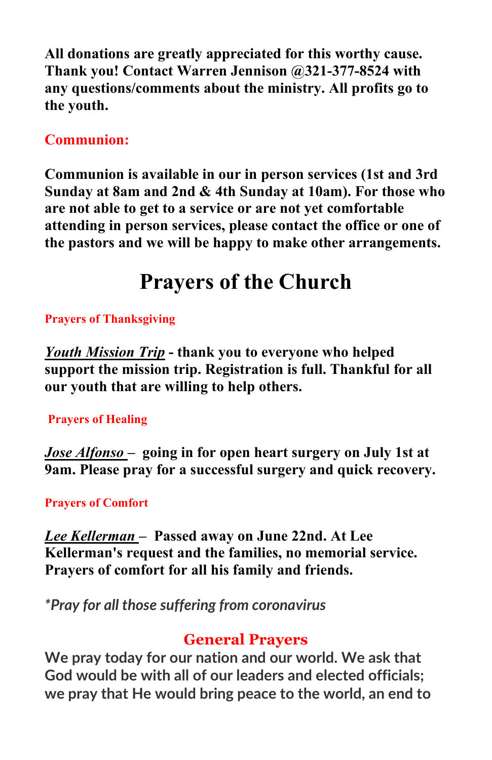**All donations are greatly appreciated for this worthy cause. Thank you! Contact Warren Jennison @321-377-8524 with any questions/comments about the ministry. All profits go to the youth.**

### Communion:

**Communion is available in our in person services (1st and 3rd Sunday at 8am and 2nd & 4th Sunday at 10am). For those who are not able to get to a service or are not yet comfortable attending in person services, please contact the office or one of the pastors and we will be happy to make other arrangements.**

# Prayers of the Church

#### Prayers of Thanksgiving

***Youth Mission Trip*** **- thank you to everyone who helped support the mission trip. Registration is full. Thankful for all our youth that are willing to help others.**

#### Prayers of Healing

***Jose Alfonso*** **– going in for open heart surgery on July 1st at 9am. Please pray for a successful surgery and quick recovery.**

#### Prayers of Comfort

***Lee Kellerman*** **– Passed away on June 22nd. At Lee Kellerman's request and the families, no memorial service. Prayers of comfort for all his family and friends.**

*\*Pray for all those suffering from coronavirus*

### General Prayers

**We pray today for our nation and our world. We ask that God would be with all of our leaders and elected officials; we pray that He would bring peace to the world, an end to**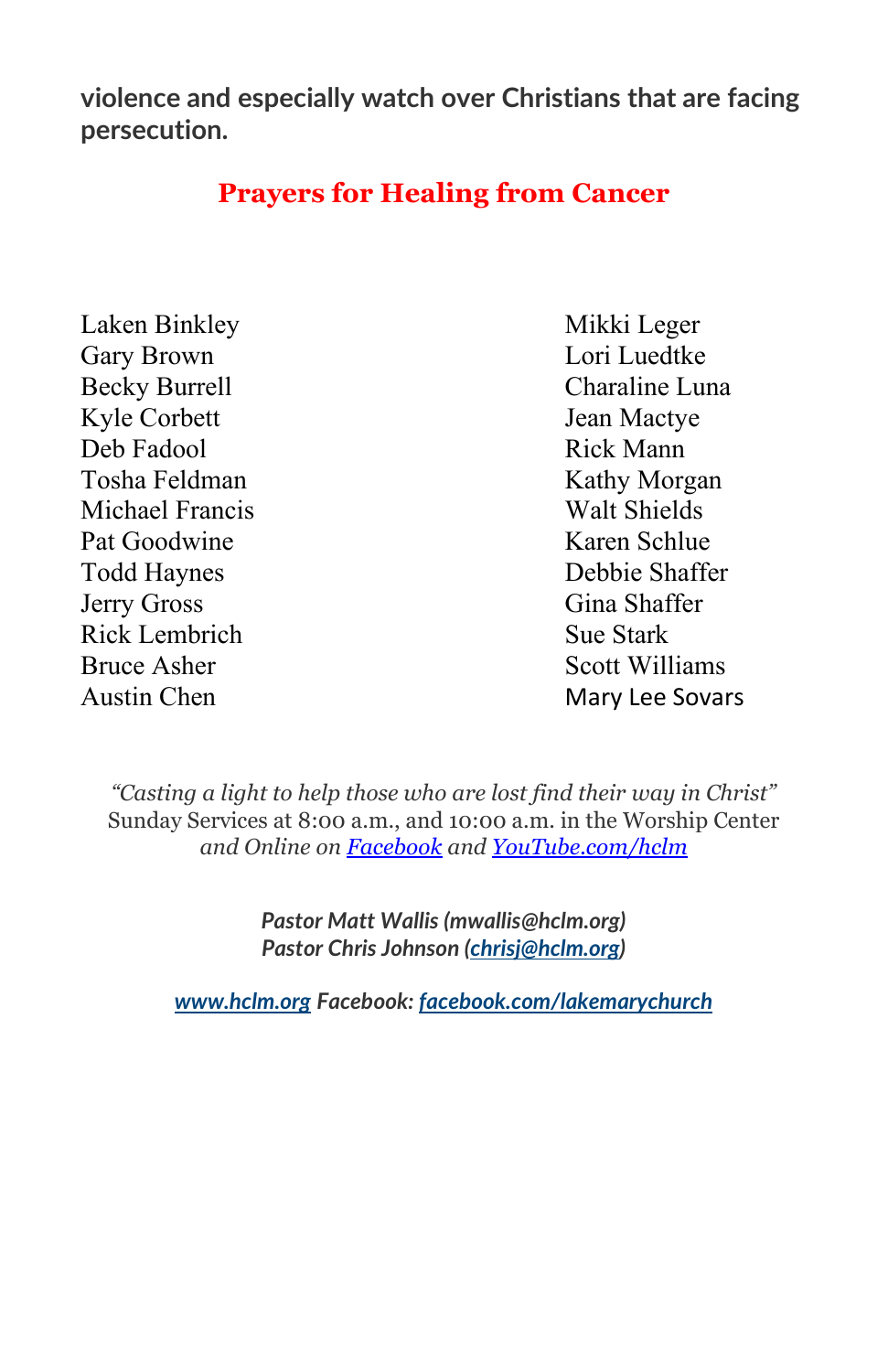violence and especially watch over Christians that are facing persecution.

## Prayers for Healing from Cancer

Laken Binkley
Gary Brown
Becky Burrell
Kyle Corbett
Deb Fadool
Tosha Feldman
Michael Francis
Pat Goodwine
Todd Haynes
Jerry Gross
Rick Lembrich
Bruce Asher
Austin Chen

Mikki Leger
Lori Luedtke
Charaline Luna
Jean Mactye
Rick Mann
Kathy Morgan
Walt Shields
Karen Schlue
Debbie Shaffer
Gina Shaffer
Sue Stark
Scott Williams
Mary Lee Sovars

*"Casting a light to help those who are lost find their way in Christ"*
Sunday Services at 8:00 a.m., and 10:00 a.m. in the Worship Center
*and Online on [Facebook](Facebook) and [YouTube.com/hclm](YouTube.com/hclm)*

***Pastor Matt Wallis (mwallis@hclm.org)***
***Pastor Chris Johnson (chrisj@hclm.org)***

***www.hclm.org Facebook: facebook.com/lakemarychurch***